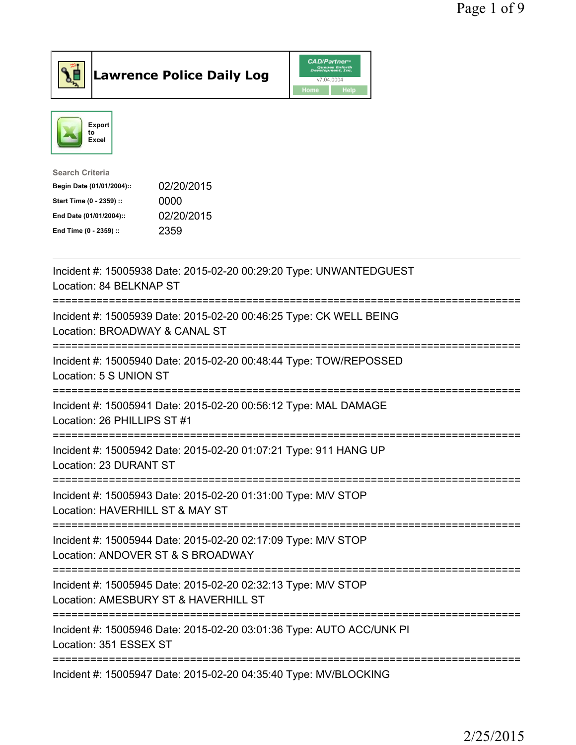# Lawrence Police Daily Log

Export to Excel

**Search Criteria**

| | |
|---|---|
| **Begin Date (01/01/2004)::** | 02/20/2015 |
| **Start Time (0 - 2359) ::** | 0000 |
| **End Date (01/01/2004)::** | 02/20/2015 |
| **End Time (0 - 2359) ::** | 2359 |

---

Incident #: 15005938 Date: 2015-02-20 00:29:20 Type: UNWANTEDGUEST
Location: 84 BELKNAP ST

===========================================================================

Incident #: 15005939 Date: 2015-02-20 00:46:25 Type: CK WELL BEING
Location: BROADWAY & CANAL ST

===========================================================================

Incident #: 15005940 Date: 2015-02-20 00:48:44 Type: TOW/REPOSSED
Location: 5 S UNION ST

===========================================================================

Incident #: 15005941 Date: 2015-02-20 00:56:12 Type: MAL DAMAGE
Location: 26 PHILLIPS ST #1

===========================================================================

Incident #: 15005942 Date: 2015-02-20 01:07:21 Type: 911 HANG UP
Location: 23 DURANT ST

===========================================================================

Incident #: 15005943 Date: 2015-02-20 01:31:00 Type: M/V STOP
Location: HAVERHILL ST & MAY ST

===========================================================================

Incident #: 15005944 Date: 2015-02-20 02:17:09 Type: M/V STOP
Location: ANDOVER ST & S BROADWAY

===========================================================================

Incident #: 15005945 Date: 2015-02-20 02:32:13 Type: M/V STOP
Location: AMESBURY ST & HAVERHILL ST

===========================================================================

Incident #: 15005946 Date: 2015-02-20 03:01:36 Type: AUTO ACC/UNK PI
Location: 351 ESSEX ST

===========================================================================

Incident #: 15005947 Date: 2015-02-20 04:35:40 Type: MV/BLOCKING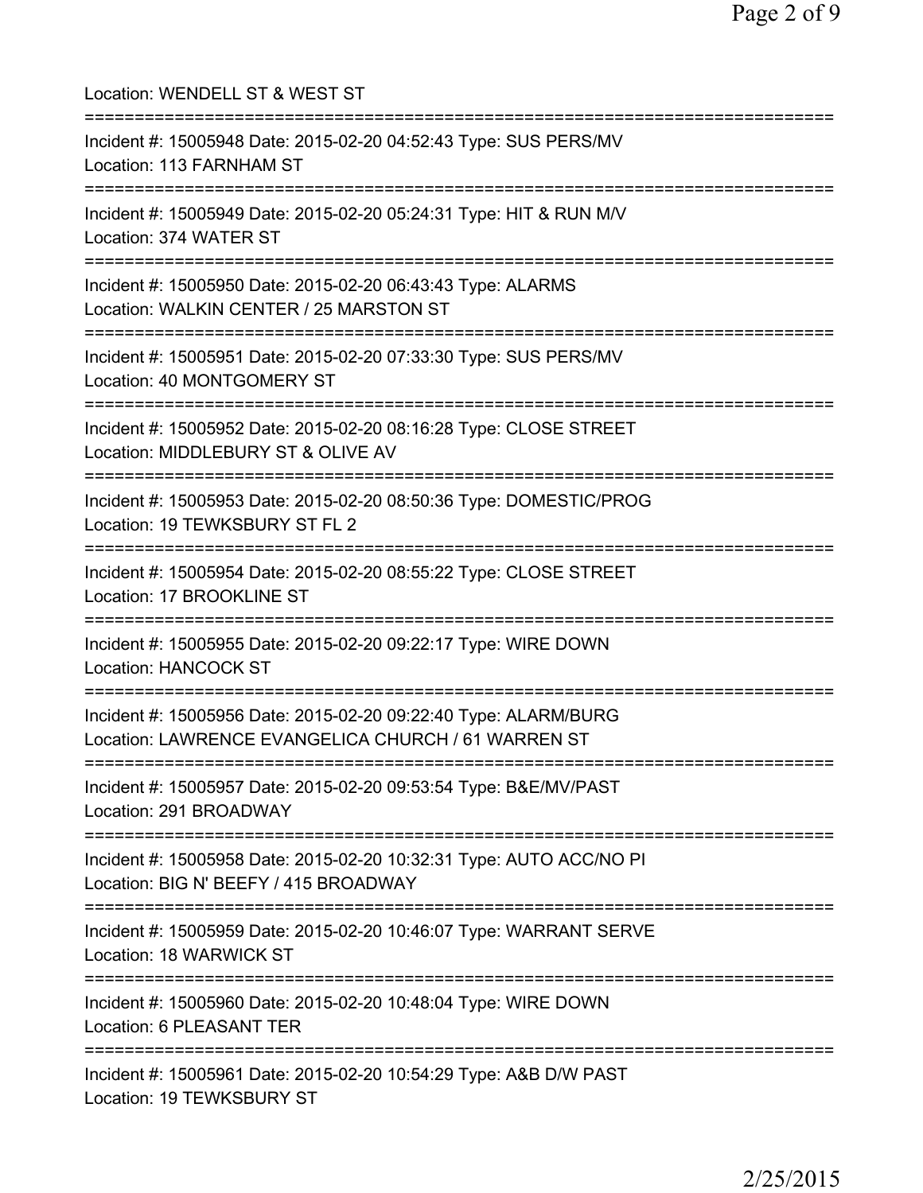Location: WENDELL ST & WEST ST

===========================================================================

Incident #: 15005948 Date: 2015-02-20 04:52:43 Type: SUS PERS/MV
Location: 113 FARNHAM ST

===========================================================================

Incident #: 15005949 Date: 2015-02-20 05:24:31 Type: HIT & RUN M/V
Location: 374 WATER ST

===========================================================================

Incident #: 15005950 Date: 2015-02-20 06:43:43 Type: ALARMS
Location: WALKIN CENTER / 25 MARSTON ST

===========================================================================

Incident #: 15005951 Date: 2015-02-20 07:33:30 Type: SUS PERS/MV
Location: 40 MONTGOMERY ST

===========================================================================

Incident #: 15005952 Date: 2015-02-20 08:16:28 Type: CLOSE STREET
Location: MIDDLEBURY ST & OLIVE AV

===========================================================================

Incident #: 15005953 Date: 2015-02-20 08:50:36 Type: DOMESTIC/PROG
Location: 19 TEWKSBURY ST FL 2

===========================================================================

Incident #: 15005954 Date: 2015-02-20 08:55:22 Type: CLOSE STREET
Location: 17 BROOKLINE ST

===========================================================================

Incident #: 15005955 Date: 2015-02-20 09:22:17 Type: WIRE DOWN
Location: HANCOCK ST

===========================================================================

Incident #: 15005956 Date: 2015-02-20 09:22:40 Type: ALARM/BURG
Location: LAWRENCE EVANGELICA CHURCH / 61 WARREN ST

===========================================================================

Incident #: 15005957 Date: 2015-02-20 09:53:54 Type: B&E/MV/PAST
Location: 291 BROADWAY

===========================================================================

Incident #: 15005958 Date: 2015-02-20 10:32:31 Type: AUTO ACC/NO PI
Location: BIG N' BEEFY / 415 BROADWAY

===========================================================================

Incident #: 15005959 Date: 2015-02-20 10:46:07 Type: WARRANT SERVE
Location: 18 WARWICK ST

===========================================================================

Incident #: 15005960 Date: 2015-02-20 10:48:04 Type: WIRE DOWN
Location: 6 PLEASANT TER

===========================================================================

Incident #: 15005961 Date: 2015-02-20 10:54:29 Type: A&B D/W PAST
Location: 19 TEWKSBURY ST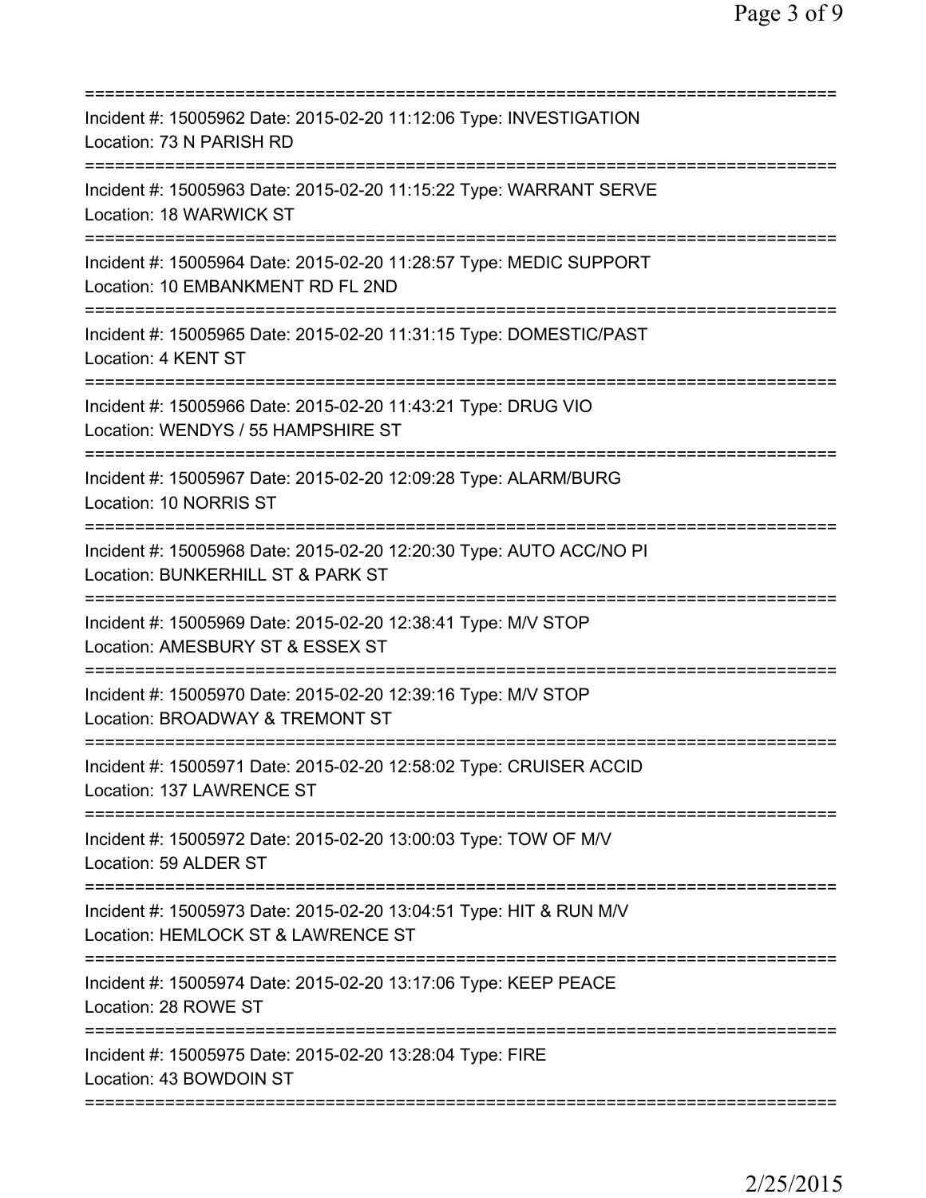===========================================================================
Incident #: 15005962 Date: 2015-02-20 11:12:06 Type: INVESTIGATION
Location: 73 N PARISH RD
===========================================================================
Incident #: 15005963 Date: 2015-02-20 11:15:22 Type: WARRANT SERVE
Location: 18 WARWICK ST
===========================================================================
Incident #: 15005964 Date: 2015-02-20 11:28:57 Type: MEDIC SUPPORT
Location: 10 EMBANKMENT RD FL 2ND
===========================================================================
Incident #: 15005965 Date: 2015-02-20 11:31:15 Type: DOMESTIC/PAST
Location: 4 KENT ST
===========================================================================
Incident #: 15005966 Date: 2015-02-20 11:43:21 Type: DRUG VIO
Location: WENDYS / 55 HAMPSHIRE ST
===========================================================================
Incident #: 15005967 Date: 2015-02-20 12:09:28 Type: ALARM/BURG
Location: 10 NORRIS ST
===========================================================================
Incident #: 15005968 Date: 2015-02-20 12:20:30 Type: AUTO ACC/NO PI
Location: BUNKERHILL ST & PARK ST
===========================================================================
Incident #: 15005969 Date: 2015-02-20 12:38:41 Type: M/V STOP
Location: AMESBURY ST & ESSEX ST
===========================================================================
Incident #: 15005970 Date: 2015-02-20 12:39:16 Type: M/V STOP
Location: BROADWAY & TREMONT ST
===========================================================================
Incident #: 15005971 Date: 2015-02-20 12:58:02 Type: CRUISER ACCID
Location: 137 LAWRENCE ST
===========================================================================
Incident #: 15005972 Date: 2015-02-20 13:00:03 Type: TOW OF M/V
Location: 59 ALDER ST
===========================================================================
Incident #: 15005973 Date: 2015-02-20 13:04:51 Type: HIT & RUN M/V
Location: HEMLOCK ST & LAWRENCE ST
===========================================================================
Incident #: 15005974 Date: 2015-02-20 13:17:06 Type: KEEP PEACE
Location: 28 ROWE ST
===========================================================================
Incident #: 15005975 Date: 2015-02-20 13:28:04 Type: FIRE
Location: 43 BOWDOIN ST
===========================================================================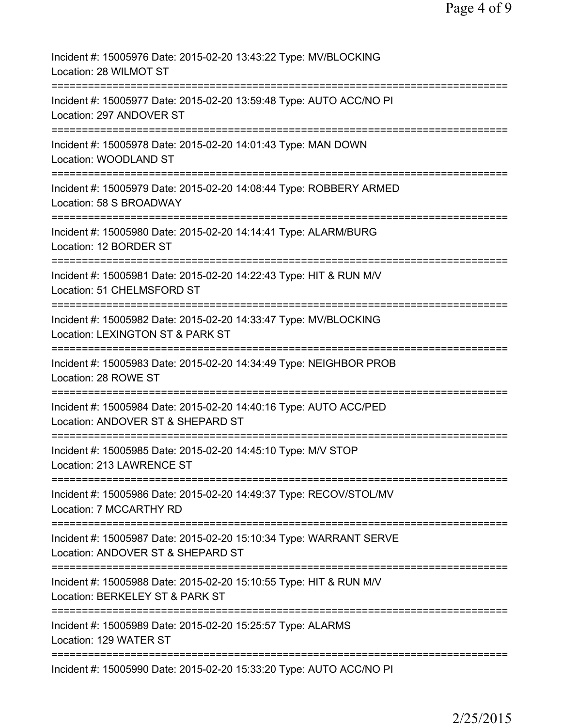Incident #: 15005976 Date: 2015-02-20 13:43:22 Type: MV/BLOCKING
Location: 28 WILMOT ST

===========================================================================

Incident #: 15005977 Date: 2015-02-20 13:59:48 Type: AUTO ACC/NO PI
Location: 297 ANDOVER ST

===========================================================================

Incident #: 15005978 Date: 2015-02-20 14:01:43 Type: MAN DOWN
Location: WOODLAND ST

===========================================================================

Incident #: 15005979 Date: 2015-02-20 14:08:44 Type: ROBBERY ARMED
Location: 58 S BROADWAY

===========================================================================

Incident #: 15005980 Date: 2015-02-20 14:14:41 Type: ALARM/BURG
Location: 12 BORDER ST

===========================================================================

Incident #: 15005981 Date: 2015-02-20 14:22:43 Type: HIT & RUN M/V
Location: 51 CHELMSFORD ST

===========================================================================

Incident #: 15005982 Date: 2015-02-20 14:33:47 Type: MV/BLOCKING
Location: LEXINGTON ST & PARK ST

===========================================================================

Incident #: 15005983 Date: 2015-02-20 14:34:49 Type: NEIGHBOR PROB
Location: 28 ROWE ST

===========================================================================

Incident #: 15005984 Date: 2015-02-20 14:40:16 Type: AUTO ACC/PED
Location: ANDOVER ST & SHEPARD ST

===========================================================================

Incident #: 15005985 Date: 2015-02-20 14:45:10 Type: M/V STOP
Location: 213 LAWRENCE ST

===========================================================================

Incident #: 15005986 Date: 2015-02-20 14:49:37 Type: RECOV/STOL/MV
Location: 7 MCCARTHY RD

===========================================================================

Incident #: 15005987 Date: 2015-02-20 15:10:34 Type: WARRANT SERVE
Location: ANDOVER ST & SHEPARD ST

===========================================================================

Incident #: 15005988 Date: 2015-02-20 15:10:55 Type: HIT & RUN M/V
Location: BERKELEY ST & PARK ST

===========================================================================

Incident #: 15005989 Date: 2015-02-20 15:25:57 Type: ALARMS
Location: 129 WATER ST

===========================================================================

Incident #: 15005990 Date: 2015-02-20 15:33:20 Type: AUTO ACC/NO PI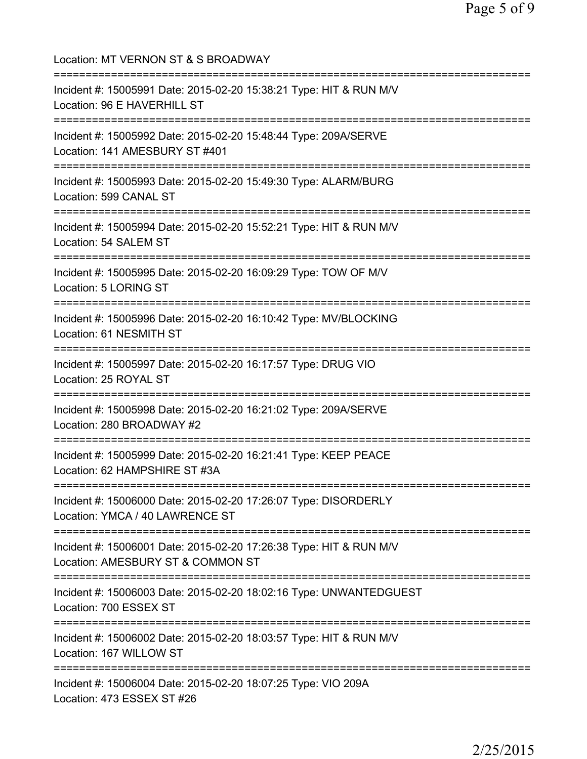Location: MT VERNON ST & S BROADWAY

===========================================================================

Incident #: 15005991 Date: 2015-02-20 15:38:21 Type: HIT & RUN M/V
Location: 96 E HAVERHILL ST

===========================================================================

Incident #: 15005992 Date: 2015-02-20 15:48:44 Type: 209A/SERVE
Location: 141 AMESBURY ST #401

===========================================================================

Incident #: 15005993 Date: 2015-02-20 15:49:30 Type: ALARM/BURG
Location: 599 CANAL ST

===========================================================================

Incident #: 15005994 Date: 2015-02-20 15:52:21 Type: HIT & RUN M/V
Location: 54 SALEM ST

===========================================================================

Incident #: 15005995 Date: 2015-02-20 16:09:29 Type: TOW OF M/V
Location: 5 LORING ST

===========================================================================

Incident #: 15005996 Date: 2015-02-20 16:10:42 Type: MV/BLOCKING
Location: 61 NESMITH ST

===========================================================================

Incident #: 15005997 Date: 2015-02-20 16:17:57 Type: DRUG VIO
Location: 25 ROYAL ST

===========================================================================

Incident #: 15005998 Date: 2015-02-20 16:21:02 Type: 209A/SERVE
Location: 280 BROADWAY #2

===========================================================================

Incident #: 15005999 Date: 2015-02-20 16:21:41 Type: KEEP PEACE
Location: 62 HAMPSHIRE ST #3A

===========================================================================

Incident #: 15006000 Date: 2015-02-20 17:26:07 Type: DISORDERLY
Location: YMCA / 40 LAWRENCE ST

===========================================================================

Incident #: 15006001 Date: 2015-02-20 17:26:38 Type: HIT & RUN M/V
Location: AMESBURY ST & COMMON ST

===========================================================================

Incident #: 15006003 Date: 2015-02-20 18:02:16 Type: UNWANTEDGUEST
Location: 700 ESSEX ST

===========================================================================

Incident #: 15006002 Date: 2015-02-20 18:03:57 Type: HIT & RUN M/V
Location: 167 WILLOW ST

===========================================================================

Incident #: 15006004 Date: 2015-02-20 18:07:25 Type: VIO 209A
Location: 473 ESSEX ST #26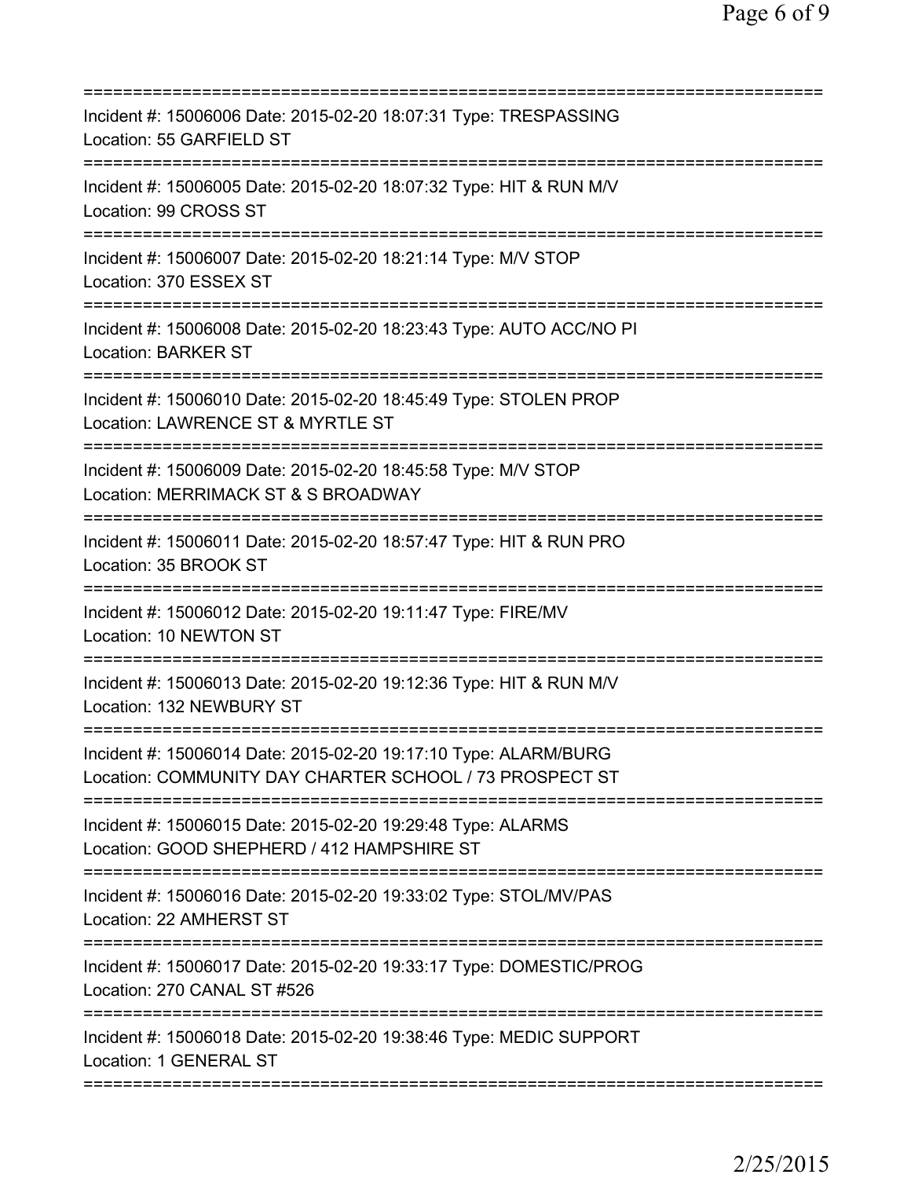===========================================================================

Incident #: 15006006 Date: 2015-02-20 18:07:31 Type: TRESPASSING
Location: 55 GARFIELD ST

===========================================================================

Incident #: 15006005 Date: 2015-02-20 18:07:32 Type: HIT & RUN M/V
Location: 99 CROSS ST

===========================================================================

Incident #: 15006007 Date: 2015-02-20 18:21:14 Type: M/V STOP
Location: 370 ESSEX ST

===========================================================================

Incident #: 15006008 Date: 2015-02-20 18:23:43 Type: AUTO ACC/NO PI
Location: BARKER ST

===========================================================================

Incident #: 15006010 Date: 2015-02-20 18:45:49 Type: STOLEN PROP
Location: LAWRENCE ST & MYRTLE ST

===========================================================================

Incident #: 15006009 Date: 2015-02-20 18:45:58 Type: M/V STOP
Location: MERRIMACK ST & S BROADWAY

===========================================================================

Incident #: 15006011 Date: 2015-02-20 18:57:47 Type: HIT & RUN PRO
Location: 35 BROOK ST

===========================================================================

Incident #: 15006012 Date: 2015-02-20 19:11:47 Type: FIRE/MV
Location: 10 NEWTON ST

===========================================================================

Incident #: 15006013 Date: 2015-02-20 19:12:36 Type: HIT & RUN M/V
Location: 132 NEWBURY ST

===========================================================================

Incident #: 15006014 Date: 2015-02-20 19:17:10 Type: ALARM/BURG
Location: COMMUNITY DAY CHARTER SCHOOL / 73 PROSPECT ST

===========================================================================

Incident #: 15006015 Date: 2015-02-20 19:29:48 Type: ALARMS
Location: GOOD SHEPHERD / 412 HAMPSHIRE ST

===========================================================================

Incident #: 15006016 Date: 2015-02-20 19:33:02 Type: STOL/MV/PAS
Location: 22 AMHERST ST

===========================================================================

Incident #: 15006017 Date: 2015-02-20 19:33:17 Type: DOMESTIC/PROG
Location: 270 CANAL ST #526

===========================================================================

Incident #: 15006018 Date: 2015-02-20 19:38:46 Type: MEDIC SUPPORT
Location: 1 GENERAL ST

===========================================================================

2/25/2015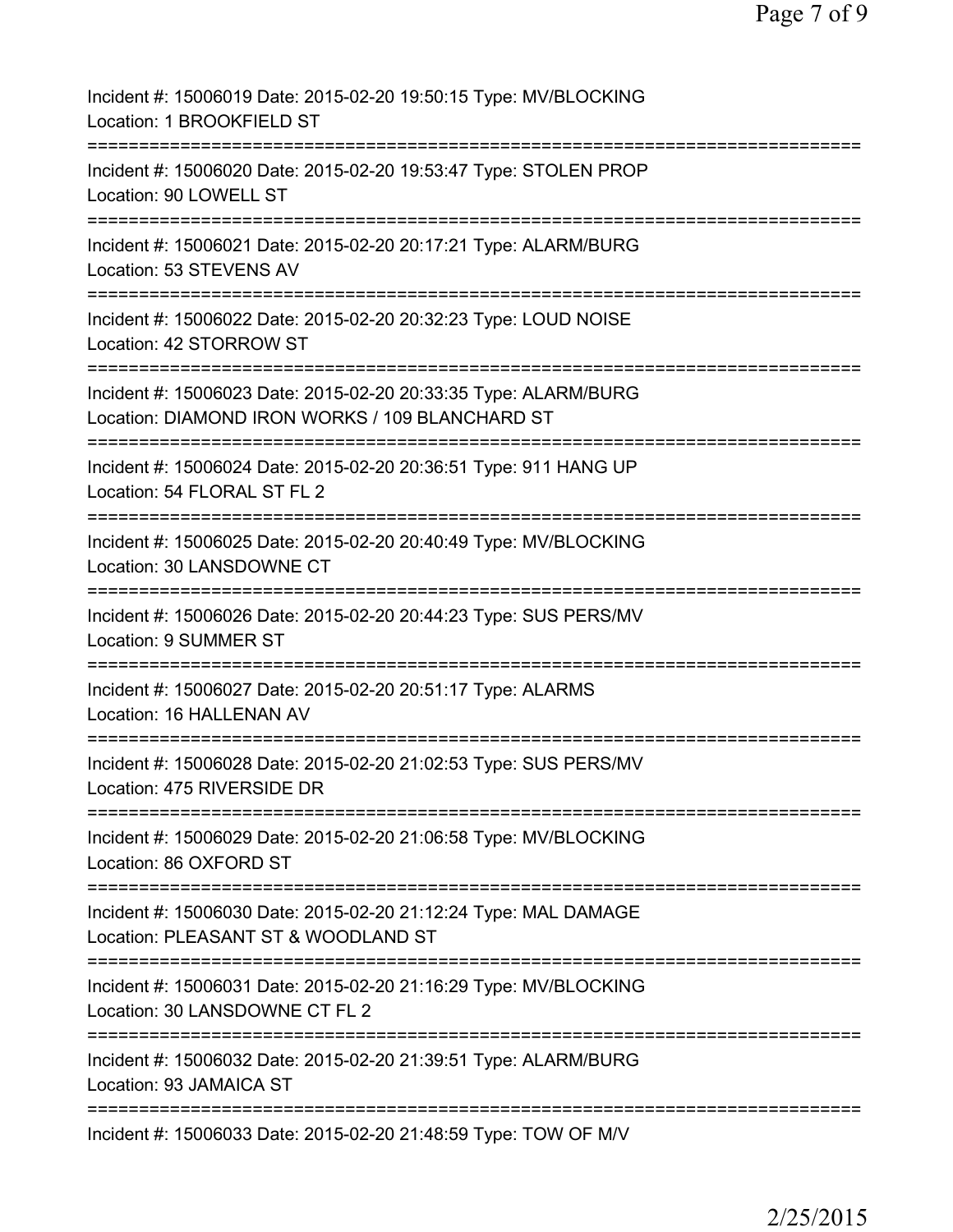Incident #: 15006019 Date: 2015-02-20 19:50:15 Type: MV/BLOCKING
Location: 1 BROOKFIELD ST
===========================================================================
Incident #: 15006020 Date: 2015-02-20 19:53:47 Type: STOLEN PROP
Location: 90 LOWELL ST
===========================================================================
Incident #: 15006021 Date: 2015-02-20 20:17:21 Type: ALARM/BURG
Location: 53 STEVENS AV
===========================================================================
Incident #: 15006022 Date: 2015-02-20 20:32:23 Type: LOUD NOISE
Location: 42 STORROW ST
===========================================================================
Incident #: 15006023 Date: 2015-02-20 20:33:35 Type: ALARM/BURG
Location: DIAMOND IRON WORKS / 109 BLANCHARD ST
===========================================================================
Incident #: 15006024 Date: 2015-02-20 20:36:51 Type: 911 HANG UP
Location: 54 FLORAL ST FL 2
===========================================================================
Incident #: 15006025 Date: 2015-02-20 20:40:49 Type: MV/BLOCKING
Location: 30 LANSDOWNE CT
===========================================================================
Incident #: 15006026 Date: 2015-02-20 20:44:23 Type: SUS PERS/MV
Location: 9 SUMMER ST
===========================================================================
Incident #: 15006027 Date: 2015-02-20 20:51:17 Type: ALARMS
Location: 16 HALLENAN AV
===========================================================================
Incident #: 15006028 Date: 2015-02-20 21:02:53 Type: SUS PERS/MV
Location: 475 RIVERSIDE DR
===========================================================================
Incident #: 15006029 Date: 2015-02-20 21:06:58 Type: MV/BLOCKING
Location: 86 OXFORD ST
===========================================================================
Incident #: 15006030 Date: 2015-02-20 21:12:24 Type: MAL DAMAGE
Location: PLEASANT ST & WOODLAND ST
===========================================================================
Incident #: 15006031 Date: 2015-02-20 21:16:29 Type: MV/BLOCKING
Location: 30 LANSDOWNE CT FL 2
===========================================================================
Incident #: 15006032 Date: 2015-02-20 21:39:51 Type: ALARM/BURG
Location: 93 JAMAICA ST
===========================================================================
Incident #: 15006033 Date: 2015-02-20 21:48:59 Type: TOW OF M/V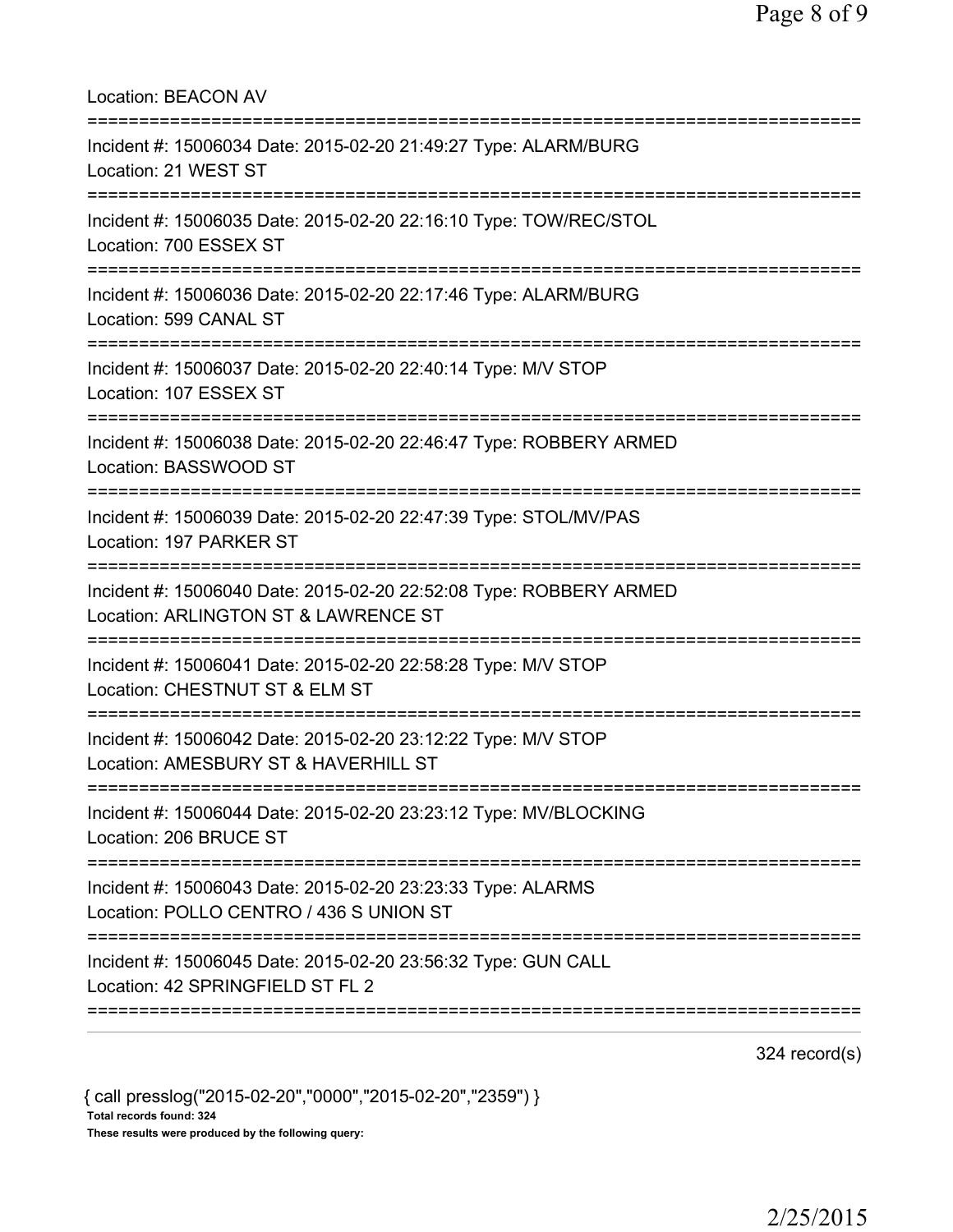Location: BEACON AV

===========================================================================

Incident #: 15006034 Date: 2015-02-20 21:49:27 Type: ALARM/BURG
Location: 21 WEST ST

===========================================================================

Incident #: 15006035 Date: 2015-02-20 22:16:10 Type: TOW/REC/STOL
Location: 700 ESSEX ST

===========================================================================

Incident #: 15006036 Date: 2015-02-20 22:17:46 Type: ALARM/BURG
Location: 599 CANAL ST

===========================================================================

Incident #: 15006037 Date: 2015-02-20 22:40:14 Type: M/V STOP
Location: 107 ESSEX ST

===========================================================================

Incident #: 15006038 Date: 2015-02-20 22:46:47 Type: ROBBERY ARMED
Location: BASSWOOD ST

===========================================================================

Incident #: 15006039 Date: 2015-02-20 22:47:39 Type: STOL/MV/PAS
Location: 197 PARKER ST

===========================================================================

Incident #: 15006040 Date: 2015-02-20 22:52:08 Type: ROBBERY ARMED
Location: ARLINGTON ST & LAWRENCE ST

===========================================================================

Incident #: 15006041 Date: 2015-02-20 22:58:28 Type: M/V STOP
Location: CHESTNUT ST & ELM ST

===========================================================================

Incident #: 15006042 Date: 2015-02-20 23:12:22 Type: M/V STOP
Location: AMESBURY ST & HAVERHILL ST

===========================================================================

Incident #: 15006044 Date: 2015-02-20 23:23:12 Type: MV/BLOCKING
Location: 206 BRUCE ST

===========================================================================

Incident #: 15006043 Date: 2015-02-20 23:23:33 Type: ALARMS
Location: POLLO CENTRO / 436 S UNION ST

===========================================================================

Incident #: 15006045 Date: 2015-02-20 23:56:32 Type: GUN CALL
Location: 42 SPRINGFIELD ST FL 2

===========================================================================

324 record(s)

{ call presslog("2015-02-20","0000","2015-02-20","2359") }

**Total records found: 324**

**These results were produced by the following query:**

2/25/2015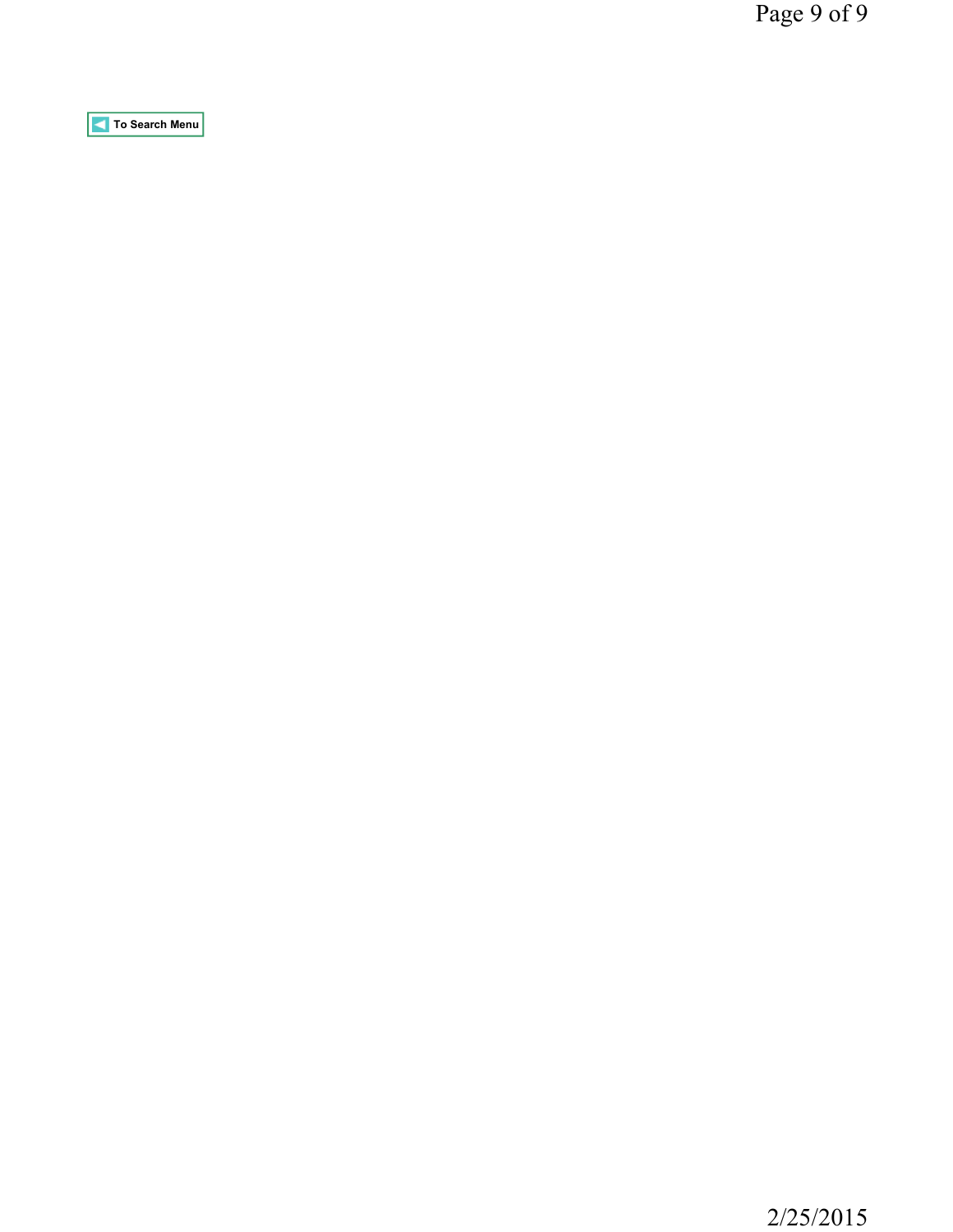To Search Menu